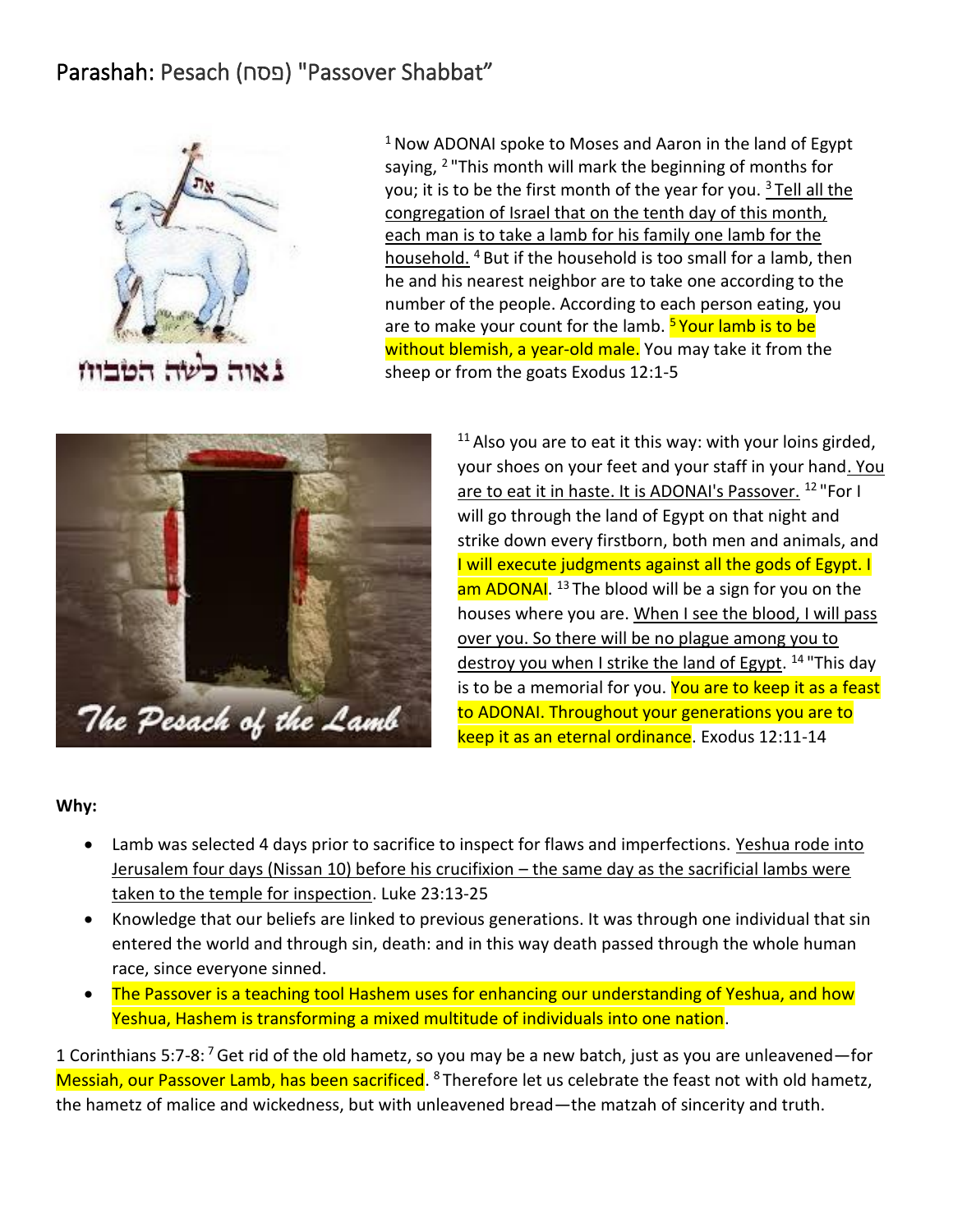# Parashah: Pesach (פסח) "Passover Shabbat"

[1] Now ADONAI spoke to Moses and Aaron in the land of Egypt saying, [2] "This month will mark the beginning of months for you; it is to be the first month of the year for you. [3] Tell all the congregation of Israel that on the tenth day of this month, each man is to take a lamb for his family one lamb for the household. [4] But if the household is too small for a lamb, then he and his nearest neighbor are to take one according to the number of the people. According to each person eating, you are to make your count for the lamb. [5] Your lamb is to be without blemish, a year-old male. You may take it from the sheep or from the goats Exodus 12:1-5

[11] Also you are to eat it this way: with your loins girded, your shoes on your feet and your staff in your hand. You are to eat it in haste. It is ADONAI's Passover. [12] "For I will go through the land of Egypt on that night and strike down every firstborn, both men and animals, and I will execute judgments against all the gods of Egypt. I am ADONAI. [13] The blood will be a sign for you on the houses where you are. When I see the blood, I will pass over you. So there will be no plague among you to destroy you when I strike the land of Egypt. [14] "This day is to be a memorial for you. You are to keep it as a feast to ADONAI. Throughout your generations you are to keep it as an eternal ordinance. Exodus 12:11-14

**Why:**

- Lamb was selected 4 days prior to sacrifice to inspect for flaws and imperfections. Yeshua rode into Jerusalem four days (Nissan 10) before his crucifixion – the same day as the sacrificial lambs were taken to the temple for inspection. Luke 23:13-25
- Knowledge that our beliefs are linked to previous generations. It was through one individual that sin entered the world and through sin, death: and in this way death passed through the whole human race, since everyone sinned.
- The Passover is a teaching tool Hashem uses for enhancing our understanding of Yeshua, and how Yeshua, Hashem is transforming a mixed multitude of individuals into one nation.

1 Corinthians 5:7-8: [7] Get rid of the old hametz, so you may be a new batch, just as you are unleavened—for Messiah, our Passover Lamb, has been sacrificed. [8] Therefore let us celebrate the feast not with old hametz, the hametz of malice and wickedness, but with unleavened bread—the matzah of sincerity and truth.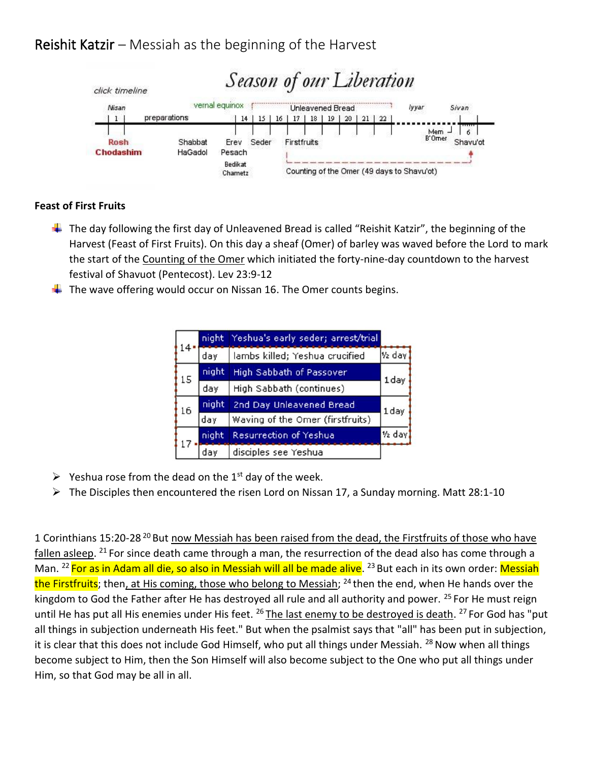# Reishit Katzir – Messiah as the beginning of the Harvest

**Season of our Liberation**

click timeline

| Nisan | | | vernal equinox | Unleavened Bread | | lyyar | Sivan |
|---|---|---|---|---|---|---|---|
| 1 | preparations | 14 | 15 | 16 | 17 \| 18 \| 19 \| 20 \| 21 \| 22 | Mem B'Omer | 6 |
| Rosh Chodashim | Shabbat HaGadol | Erev Pesach / Bedikat Chametz | Seder | Firstfruits | Counting of the Omer (49 days to Shavu'ot) | | Shavu'ot |

**Feast of First Fruits**

- The day following the first day of Unleavened Bread is called "Reishit Katzir", the beginning of the Harvest (Feast of First Fruits). On this day a sheaf (Omer) of barley was waved before the Lord to mark the start of the Counting of the Omer which initiated the forty-nine-day countdown to the harvest festival of Shavuot (Pentecost). Lev 23:9-12
- The wave offering would occur on Nissan 16. The Omer counts begins.

| Date | | | |
|---|---|---|---|
| 14 | night | Yeshua's early seder; arrest/trial | |
| | day | lambs killed; Yeshua crucified | ½ day |
| 15 | night | High Sabbath of Passover | 1 day |
| | day | High Sabbath (continues) | |
| 16 | night | 2nd Day Unleavened Bread | 1 day |
| | day | Waving of the Omer (firstfruits) | |
| 17 | night | Resurrection of Yeshua | ½ day |
| | day | disciples see Yeshua | |

- Yeshua rose from the dead on the 1st day of the week.
- The Disciples then encountered the risen Lord on Nissan 17, a Sunday morning. Matt 28:1-10

1 Corinthians 15:20-28 [20] But now Messiah has been raised from the dead, the Firstfruits of those who have fallen asleep. [21] For since death came through a man, the resurrection of the dead also has come through a Man. [22] For as in Adam all die, so also in Messiah will all be made alive. [23] But each in its own order: Messiah the Firstfruits; then, at His coming, those who belong to Messiah; [24] then the end, when He hands over the kingdom to God the Father after He has destroyed all rule and all authority and power. [25] For He must reign until He has put all His enemies under His feet. [26] The last enemy to be destroyed is death. [27] For God has "put all things in subjection underneath His feet." But when the psalmist says that "all" has been put in subjection, it is clear that this does not include God Himself, who put all things under Messiah. [28] Now when all things become subject to Him, then the Son Himself will also become subject to the One who put all things under Him, so that God may be all in all.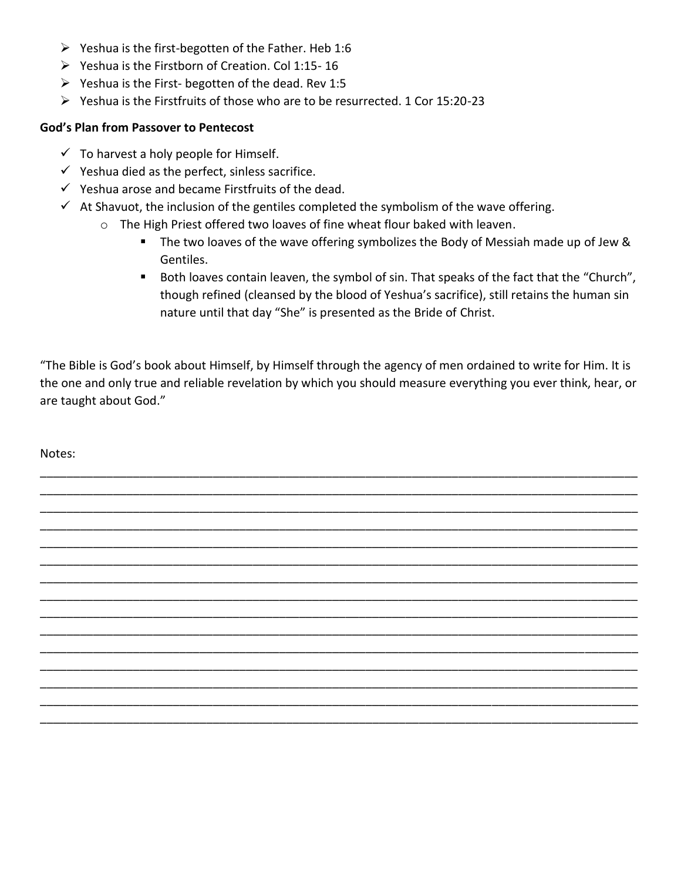- Yeshua is the first-begotten of the Father. Heb 1:6
- Yeshua is the Firstborn of Creation. Col 1:15- 16
- Yeshua is the First- begotten of the dead. Rev 1:5
- Yeshua is the Firstfruits of those who are to be resurrected. 1 Cor 15:20-23

**God's Plan from Passover to Pentecost**

- To harvest a holy people for Himself.
- Yeshua died as the perfect, sinless sacrifice.
- Yeshua arose and became Firstfruits of the dead.
- At Shavuot, the inclusion of the gentiles completed the symbolism of the wave offering.
  - The High Priest offered two loaves of fine wheat flour baked with leaven.
    - The two loaves of the wave offering symbolizes the Body of Messiah made up of Jew & Gentiles.
    - Both loaves contain leaven, the symbol of sin. That speaks of the fact that the "Church", though refined (cleansed by the blood of Yeshua's sacrifice), still retains the human sin nature until that day "She" is presented as the Bride of Christ.

"The Bible is God's book about Himself, by Himself through the agency of men ordained to write for Him. It is the one and only true and reliable revelation by which you should measure everything you ever think, hear, or are taught about God."

Notes: